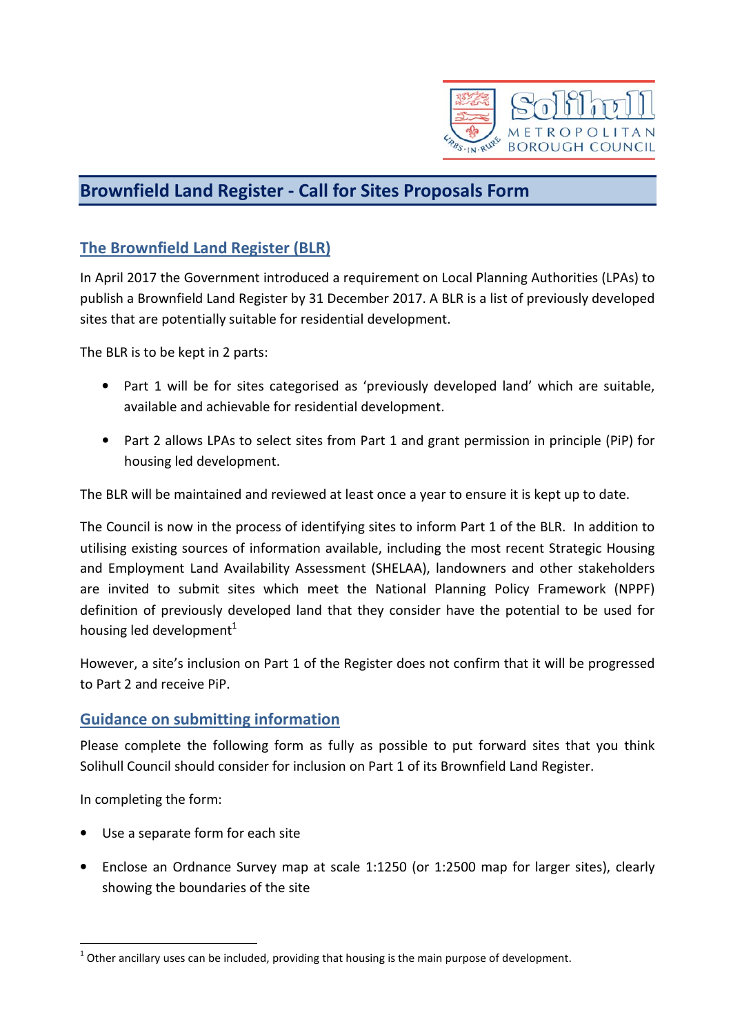# Brownfield Land Register - Call for Sites Proposals Form

## The Brownfield Land Register (BLR)

In April 2017 the Government introduced a requirement on Local Planning Authorities (LPAs) to publish a Brownfield Land Register by 31 December 2017. A BLR is a list of previously developed sites that are potentially suitable for residential development.

The BLR is to be kept in 2 parts:

- Part 1 will be for sites categorised as 'previously developed land' which are suitable, available and achievable for residential development.
- Part 2 allows LPAs to select sites from Part 1 and grant permission in principle (PiP) for housing led development.

The BLR will be maintained and reviewed at least once a year to ensure it is kept up to date.

The Council is now in the process of identifying sites to inform Part 1 of the BLR. In addition to utilising existing sources of information available, including the most recent Strategic Housing and Employment Land Availability Assessment (SHELAA), landowners and other stakeholders are invited to submit sites which meet the National Planning Policy Framework (NPPF) definition of previously developed land that they consider have the potential to be used for housing led development[1]

However, a site's inclusion on Part 1 of the Register does not confirm that it will be progressed to Part 2 and receive PiP.

## Guidance on submitting information

Please complete the following form as fully as possible to put forward sites that you think Solihull Council should consider for inclusion on Part 1 of its Brownfield Land Register.

In completing the form:

- Use a separate form for each site
- Enclose an Ordnance Survey map at scale 1:1250 (or 1:2500 map for larger sites), clearly showing the boundaries of the site

[1] Other ancillary uses can be included, providing that housing is the main purpose of development.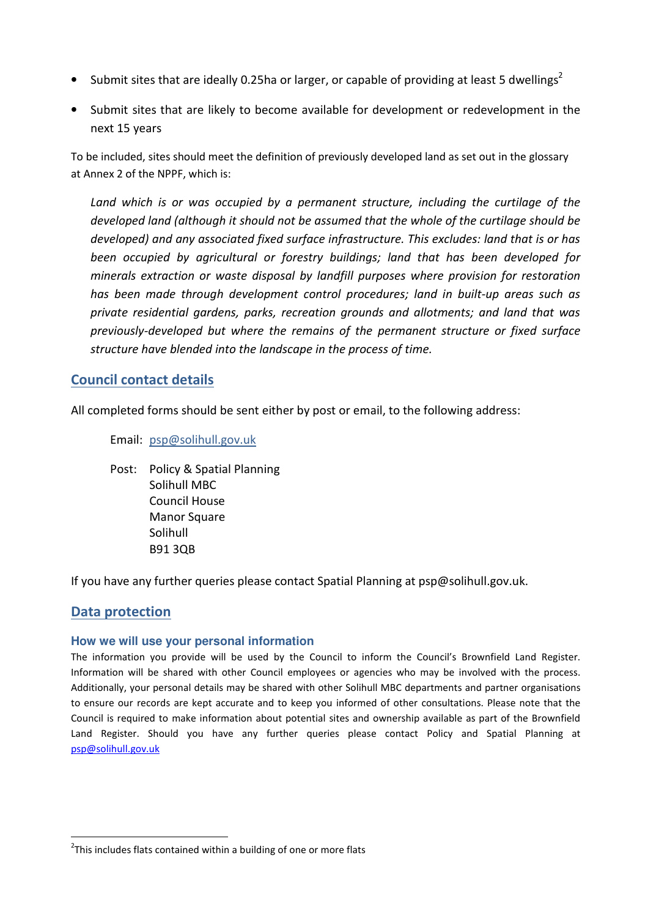- Submit sites that are ideally 0.25ha or larger, or capable of providing at least 5 dwellings[2]
- Submit sites that are likely to become available for development or redevelopment in the next 15 years

To be included, sites should meet the definition of previously developed land as set out in the glossary at Annex 2 of the NPPF, which is:

> *Land which is or was occupied by a permanent structure, including the curtilage of the developed land (although it should not be assumed that the whole of the curtilage should be developed) and any associated fixed surface infrastructure. This excludes: land that is or has been occupied by agricultural or forestry buildings; land that has been developed for minerals extraction or waste disposal by landfill purposes where provision for restoration has been made through development control procedures; land in built-up areas such as private residential gardens, parks, recreation grounds and allotments; and land that was previously-developed but where the remains of the permanent structure or fixed surface structure have blended into the landscape in the process of time.*

## Council contact details

All completed forms should be sent either by post or email, to the following address:

Email: psp@solihull.gov.uk

Post: Policy & Spatial Planning
Solihull MBC
Council House
Manor Square
Solihull
B91 3QB

If you have any further queries please contact Spatial Planning at psp@solihull.gov.uk.

## Data protection

### How we will use your personal information

The information you provide will be used by the Council to inform the Council's Brownfield Land Register. Information will be shared with other Council employees or agencies who may be involved with the process. Additionally, your personal details may be shared with other Solihull MBC departments and partner organisations to ensure our records are kept accurate and to keep you informed of other consultations. Please note that the Council is required to make information about potential sites and ownership available as part of the Brownfield Land Register. Should you have any further queries please contact Policy and Spatial Planning at psp@solihull.gov.uk

[2] This includes flats contained within a building of one or more flats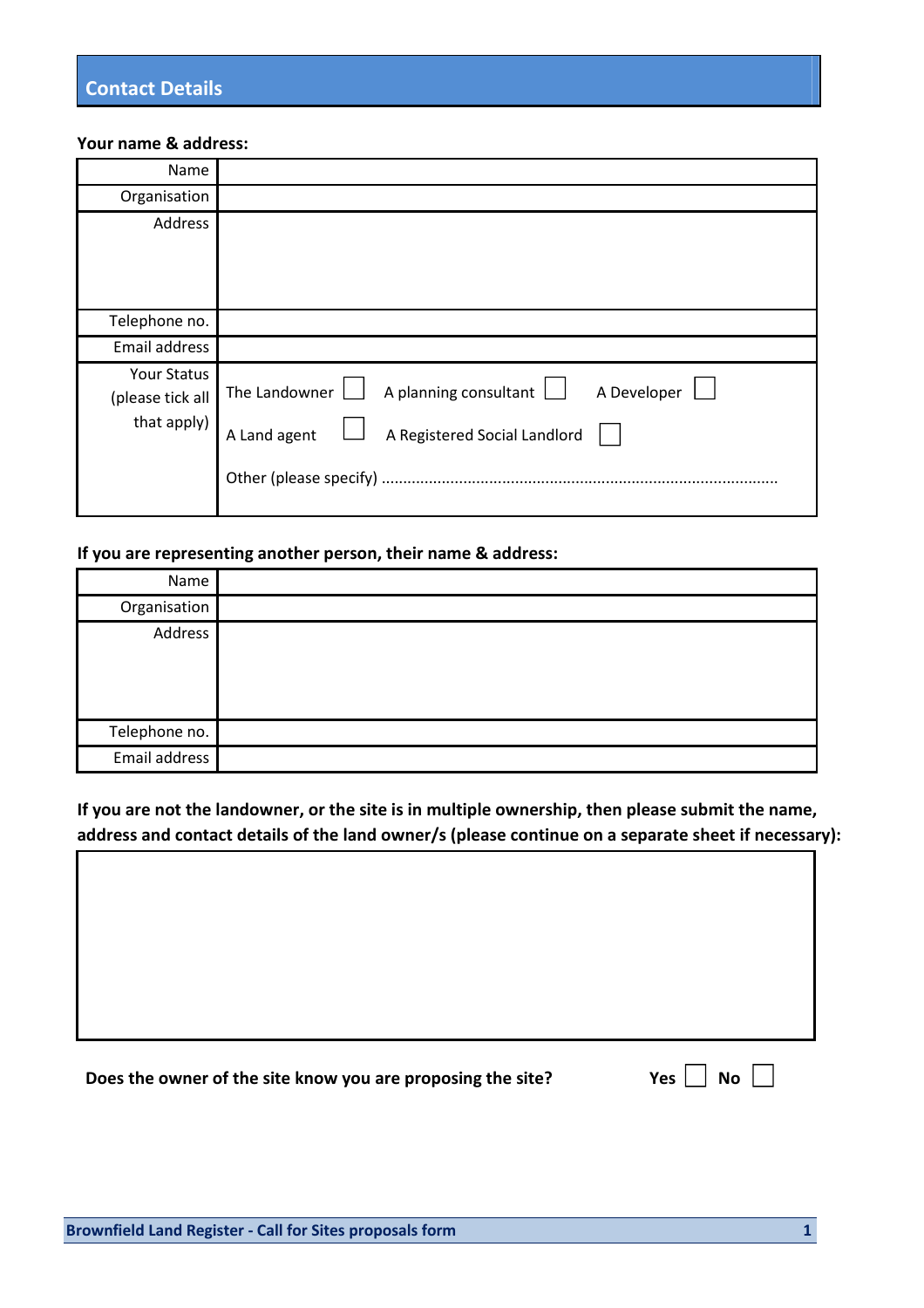## Contact Details

**Your name & address:**

| | |
|---|---|
| Name | |
| Organisation | |
| Address | |
| Telephone no. | |
| Email address | |
| Your Status (please tick all that apply) | The Landowner ☐ A planning consultant ☐ A Developer ☐ A Land agent ☐ A Registered Social Landlord ☐ Other (please specify) .......................................................................................... |

**If you are representing another person, their name & address:**

| | |
|---|---|
| Name | |
| Organisation | |
| Address | |
| Telephone no. | |
| Email address | |

**If you are not the landowner, or the site is in multiple ownership, then please submit the name, address and contact details of the land owner/s (please continue on a separate sheet if necessary):**

| |
|---|
| |

**Does the owner of the site know you are proposing the site?** **Yes** ☐ **No** ☐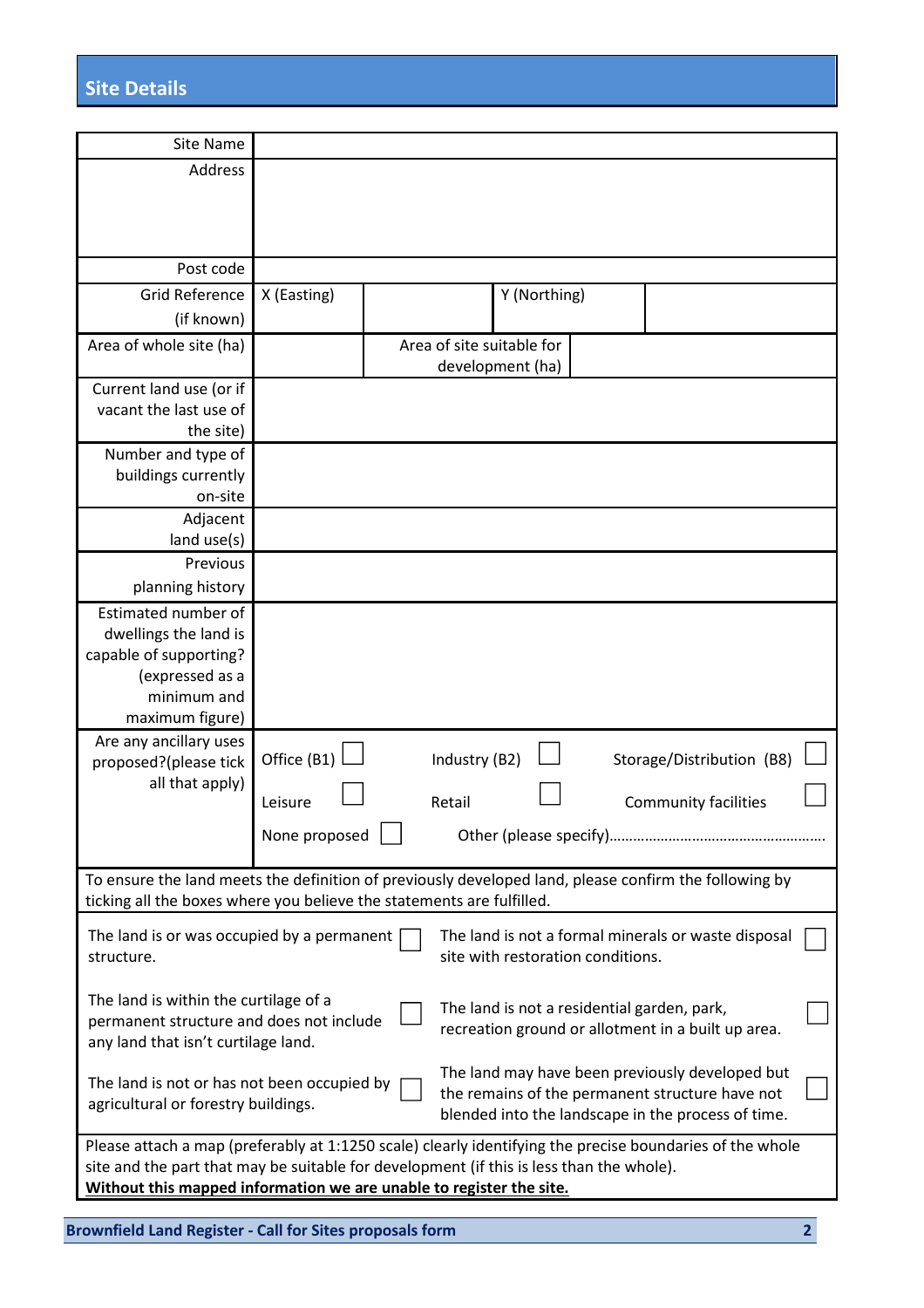## Site Details

| | | | | |
|---|---|---|---|---|
| Site Name | | | | |
| Address | | | | |
| Post code | | | | |
| Grid Reference (if known) | X (Easting) | | Y (Northing) | |
| Area of whole site (ha) | | Area of site suitable for development (ha) | | |
| Current land use (or if vacant the last use of the site) | | | | |
| Number and type of buildings currently on-site | | | | |
| Adjacent land use(s) | | | | |
| Previous planning history | | | | |
| Estimated number of dwellings the land is capable of supporting? (expressed as a minimum and maximum figure) | | | | |
| Are any ancillary uses proposed?(please tick all that apply) | Office (B1) ☐ Industry (B2) ☐ Storage/Distribution (B8) ☐<br>Leisure ☐ Retail ☐ Community facilities ☐<br>None proposed ☐ Other (please specify)………………………………………………… | | | |

To ensure the land meets the definition of previously developed land, please confirm the following by ticking all the boxes where you believe the statements are fulfilled.

| | | | |
|---|---|---|---|
| The land is or was occupied by a permanent structure. | ☐ | The land is not a formal minerals or waste disposal site with restoration conditions. | ☐ |
| The land is within the curtilage of a permanent structure and does not include any land that isn't curtilage land. | ☐ | The land is not a residential garden, park, recreation ground or allotment in a built up area. | ☐ |
| The land is not or has not been occupied by agricultural or forestry buildings. | ☐ | The land may have been previously developed but the remains of the permanent structure have not blended into the landscape in the process of time. | ☐ |

Please attach a map (preferably at 1:1250 scale) clearly identifying the precise boundaries of the whole site and the part that may be suitable for development (if this is less than the whole).
**Without this mapped information we are unable to register the site.**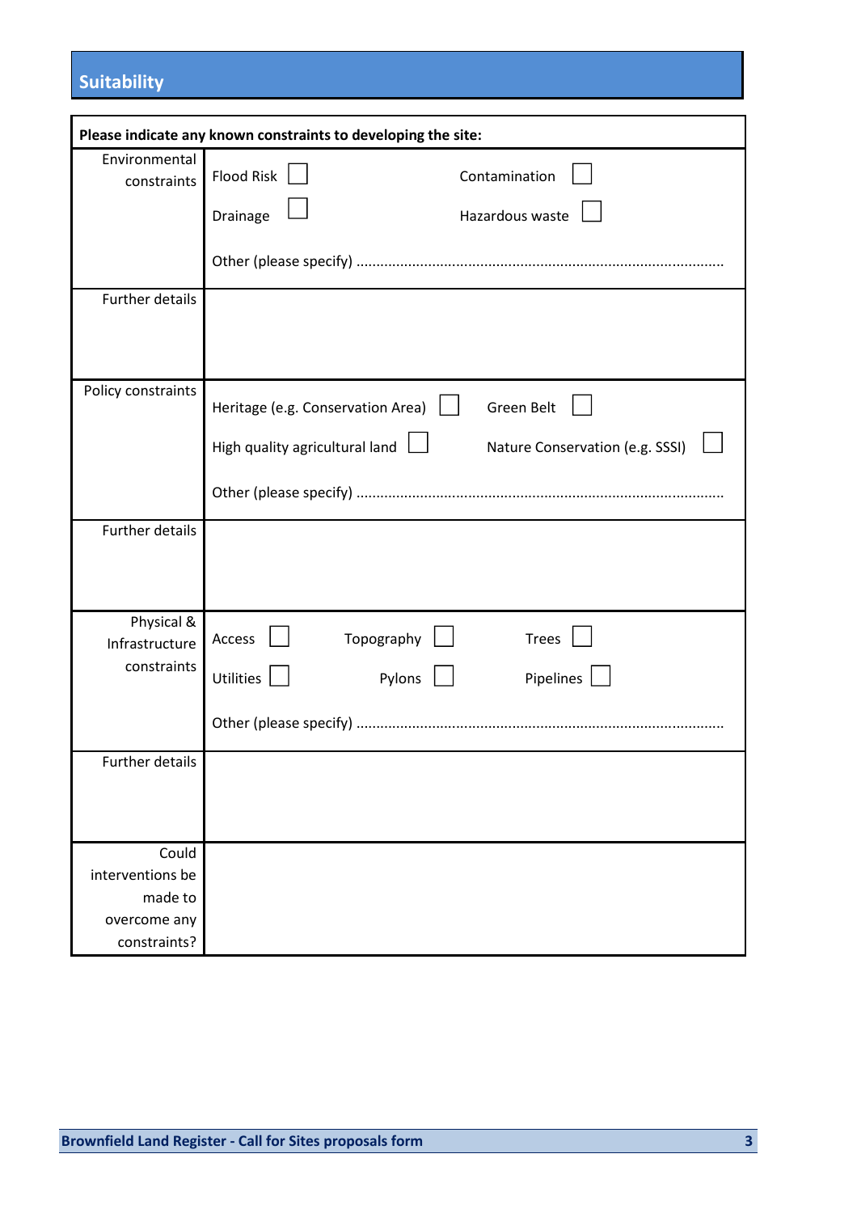## Suitability

| Please indicate any known constraints to developing the site: | |
|---|---|
| Environmental constraints | Flood Risk ☐ Contamination ☐<br>Drainage ☐ Hazardous waste ☐<br>Other (please specify) ........................................................................................... |
| Further details | |
| Policy constraints | Heritage (e.g. Conservation Area) ☐ Green Belt ☐<br>High quality agricultural land ☐ Nature Conservation (e.g. SSSI) ☐<br>Other (please specify) ........................................................................................... |
| Further details | |
| Physical & Infrastructure constraints | Access ☐ Topography ☐ Trees ☐<br>Utilities ☐ Pylons ☐ Pipelines ☐<br>Other (please specify) ........................................................................................... |
| Further details | |
| Could interventions be made to overcome any constraints? | |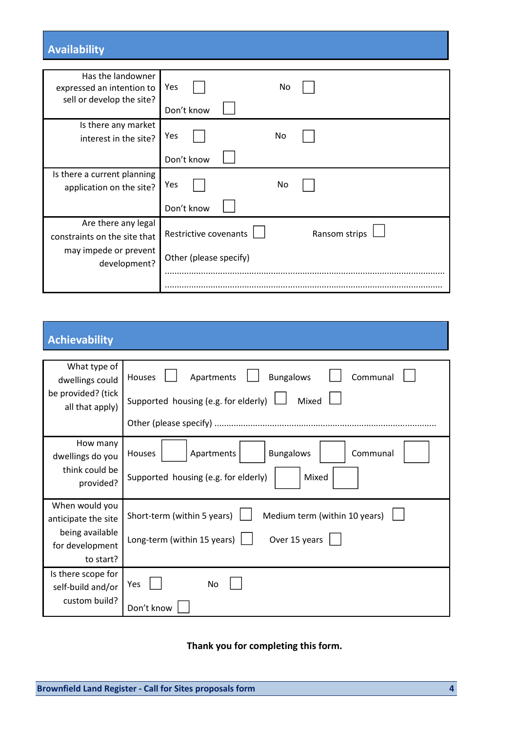## Availability

| | |
|---|---|
| Has the landowner expressed an intention to sell or develop the site? | Yes ☐ No ☐ Don't know ☐ |
| Is there any market interest in the site? | Yes ☐ No ☐ Don't know ☐ |
| Is there a current planning application on the site? | Yes ☐ No ☐ Don't know ☐ |
| Are there any legal constraints on the site that may impede or prevent development? | Restrictive covenants ☐ Ransom strips ☐ Other (please specify) ………………………………………………………………………………………… ………………………………………………………………………………………… |

## Achievability

| | |
|---|---|
| What type of dwellings could be provided? (tick all that apply) | Houses ☐ Apartments ☐ Bungalows ☐ Communal ☐ Supported housing (e.g. for elderly) ☐ Mixed ☐ Other (please specify) ……………………………………………………………………………… |
| How many dwellings do you think could be provided? | Houses ☐ Apartments ☐ Bungalows ☐ Communal ☐ Supported housing (e.g. for elderly) ☐ Mixed ☐ |
| When would you anticipate the site being available for development to start? | Short-term (within 5 years) ☐ Medium term (within 10 years) ☐ Long-term (within 15 years) ☐ Over 15 years ☐ |
| Is there scope for self-build and/or custom build? | Yes ☐ No ☐ Don't know ☐ |

**Thank you for completing this form.**